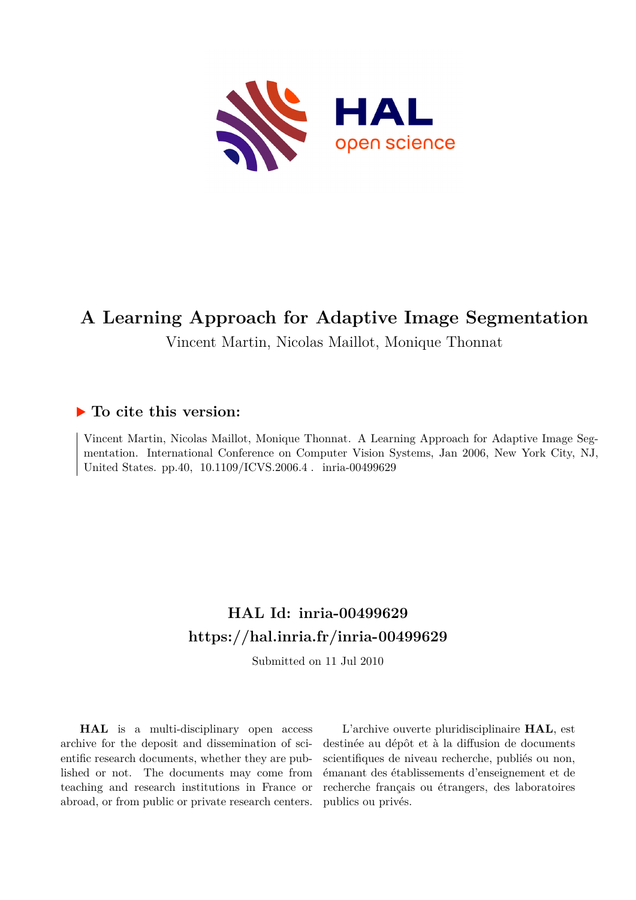# A Learning Approach for Adaptive Image Segmentation

Vincent Martin, Nicolas Maillot, Monique Thonnat

## ▶ To cite this version:

Vincent Martin, Nicolas Maillot, Monique Thonnat. A Learning Approach for Adaptive Image Segmentation. International Conference on Computer Vision Systems, Jan 2006, New York City, NJ, United States. pp.40, 10.1109/ICVS.2006.4 . inria-00499629

## HAL Id: inria-00499629

## https://hal.inria.fr/inria-00499629

Submitted on 11 Jul 2010

**HAL** is a multi-disciplinary open access archive for the deposit and dissemination of scientific research documents, whether they are published or not. The documents may come from teaching and research institutions in France or abroad, or from public or private research centers.

L'archive ouverte pluridisciplinaire **HAL**, est destinée au dépôt et à la diffusion de documents scientifiques de niveau recherche, publiés ou non, émanant des établissements d'enseignement et de recherche français ou étrangers, des laboratoires publics ou privés.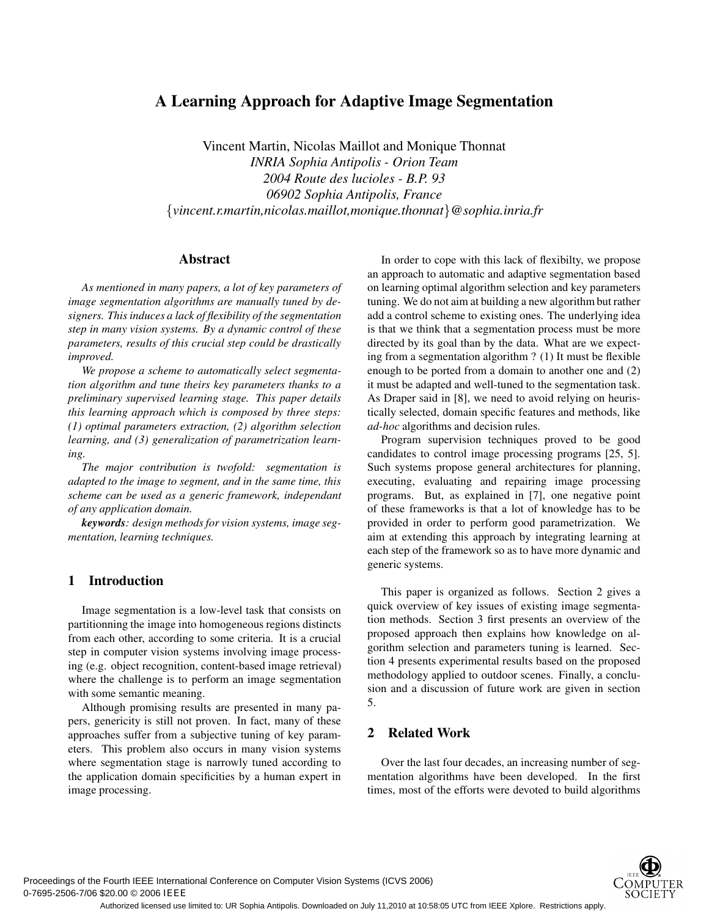# A Learning Approach for Adaptive Image Segmentation

Vincent Martin, Nicolas Maillot and Monique Thonnat
*INRIA Sophia Antipolis - Orion Team*
*2004 Route des lucioles - B.P. 93*
*06902 Sophia Antipolis, France*
{*vincent.r.martin,nicolas.maillot,monique.thonnat*}*@sophia.inria.fr*

## Abstract

*As mentioned in many papers, a lot of key parameters of image segmentation algorithms are manually tuned by designers. This induces a lack of flexibility of the segmentation step in many vision systems. By a dynamic control of these parameters, results of this crucial step could be drastically improved.*

*We propose a scheme to automatically select segmentation algorithm and tune theirs key parameters thanks to a preliminary supervised learning stage. This paper details this learning approach which is composed by three steps: (1) optimal parameters extraction, (2) algorithm selection learning, and (3) generalization of parametrization learning.*

*The major contribution is twofold: segmentation is adapted to the image to segment, and in the same time, this scheme can be used as a generic framework, independant of any application domain.*

***keywords**: design methods for vision systems, image segmentation, learning techniques.*

## 1 Introduction

Image segmentation is a low-level task that consists on partitionning the image into homogeneous regions distincts from each other, according to some criteria. It is a crucial step in computer vision systems involving image processing (e.g. object recognition, content-based image retrieval) where the challenge is to perform an image segmentation with some semantic meaning.

Although promising results are presented in many papers, genericity is still not proven. In fact, many of these approaches suffer from a subjective tuning of key parameters. This problem also occurs in many vision systems where segmentation stage is narrowly tuned according to the application domain specificities by a human expert in image processing.

In order to cope with this lack of flexibilty, we propose an approach to automatic and adaptive segmentation based on learning optimal algorithm selection and key parameters tuning. We do not aim at building a new algorithm but rather add a control scheme to existing ones. The underlying idea is that we think that a segmentation process must be more directed by its goal than by the data. What are we expecting from a segmentation algorithm ? (1) It must be flexible enough to be ported from a domain to another one and (2) it must be adapted and well-tuned to the segmentation task. As Draper said in [8], we need to avoid relying on heuristically selected, domain specific features and methods, like *ad-hoc* algorithms and decision rules.

Program supervision techniques proved to be good candidates to control image processing programs [25, 5]. Such systems propose general architectures for planning, executing, evaluating and repairing image processing programs. But, as explained in [7], one negative point of these frameworks is that a lot of knowledge has to be provided in order to perform good parametrization. We aim at extending this approach by integrating learning at each step of the framework so as to have more dynamic and generic systems.

This paper is organized as follows. Section 2 gives a quick overview of key issues of existing image segmentation methods. Section 3 first presents an overview of the proposed approach then explains how knowledge on algorithm selection and parameters tuning is learned. Section 4 presents experimental results based on the proposed methodology applied to outdoor scenes. Finally, a conclusion and a discussion of future work are given in section 5.

## 2 Related Work

Over the last four decades, an increasing number of segmentation algorithms have been developed. In the first times, most of the efforts were devoted to build algorithms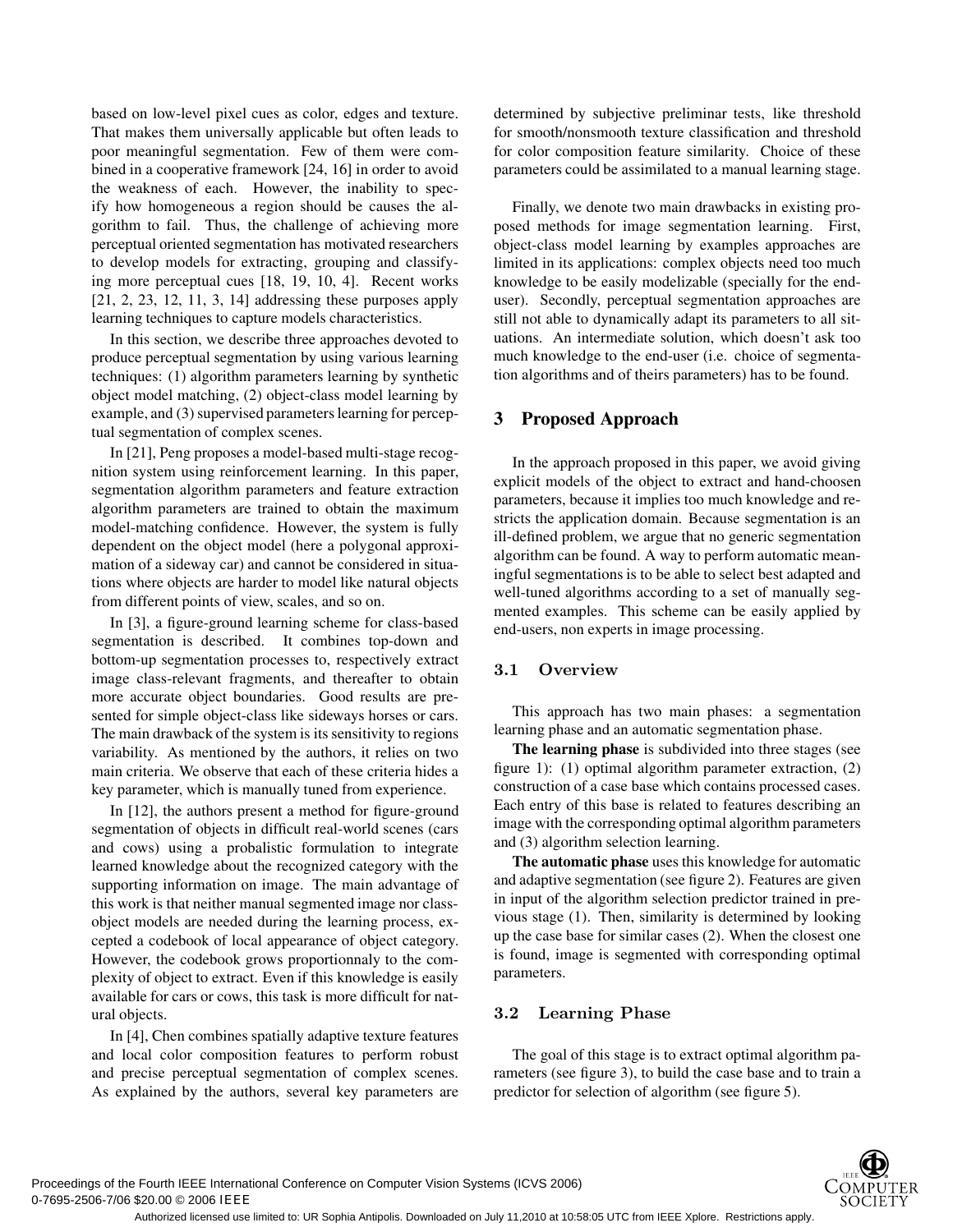based on low-level pixel cues as color, edges and texture. That makes them universally applicable but often leads to poor meaningful segmentation. Few of them were combined in a cooperative framework [24, 16] in order to avoid the weakness of each. However, the inability to specify how homogeneous a region should be causes the algorithm to fail. Thus, the challenge of achieving more perceptual oriented segmentation has motivated researchers to develop models for extracting, grouping and classifying more perceptual cues [18, 19, 10, 4]. Recent works [21, 2, 23, 12, 11, 3, 14] addressing these purposes apply learning techniques to capture models characteristics.

In this section, we describe three approaches devoted to produce perceptual segmentation by using various learning techniques: (1) algorithm parameters learning by synthetic object model matching, (2) object-class model learning by example, and (3) supervised parameters learning for perceptual segmentation of complex scenes.

In [21], Peng proposes a model-based multi-stage recognition system using reinforcement learning. In this paper, segmentation algorithm parameters and feature extraction algorithm parameters are trained to obtain the maximum model-matching confidence. However, the system is fully dependent on the object model (here a polygonal approximation of a sideway car) and cannot be considered in situations where objects are harder to model like natural objects from different points of view, scales, and so on.

In [3], a figure-ground learning scheme for class-based segmentation is described. It combines top-down and bottom-up segmentation processes to, respectively extract image class-relevant fragments, and thereafter to obtain more accurate object boundaries. Good results are presented for simple object-class like sideways horses or cars. The main drawback of the system is its sensitivity to regions variability. As mentioned by the authors, it relies on two main criteria. We observe that each of these criteria hides a key parameter, which is manually tuned from experience.

In [12], the authors present a method for figure-ground segmentation of objects in difficult real-world scenes (cars and cows) using a probalistic formulation to integrate learned knowledge about the recognized category with the supporting information on image. The main advantage of this work is that neither manual segmented image nor class-object models are needed during the learning process, excepted a codebook of local appearance of object category. However, the codebook grows proportionnaly to the complexity of object to extract. Even if this knowledge is easily available for cars or cows, this task is more difficult for natural objects.

In [4], Chen combines spatially adaptive texture features and local color composition features to perform robust and precise perceptual segmentation of complex scenes. As explained by the authors, several key parameters are determined by subjective preliminar tests, like threshold for smooth/nonsmooth texture classification and threshold for color composition feature similarity. Choice of these parameters could be assimilated to a manual learning stage.

Finally, we denote two main drawbacks in existing proposed methods for image segmentation learning. First, object-class model learning by examples approaches are limited in its applications: complex objects need too much knowledge to be easily modelizable (specially for the end-user). Secondly, perceptual segmentation approaches are still not able to dynamically adapt its parameters to all situations. An intermediate solution, which doesn't ask too much knowledge to the end-user (i.e. choice of segmentation algorithms and of theirs parameters) has to be found.

# 3 Proposed Approach

In the approach proposed in this paper, we avoid giving explicit models of the object to extract and hand-choosen parameters, because it implies too much knowledge and restricts the application domain. Because segmentation is an ill-defined problem, we argue that no generic segmentation algorithm can be found. A way to perform automatic meaningful segmentations is to be able to select best adapted and well-tuned algorithms according to a set of manually segmented examples. This scheme can be easily applied by end-users, non experts in image processing.

## 3.1 Overview

This approach has two main phases: a segmentation learning phase and an automatic segmentation phase.

**The learning phase** is subdivided into three stages (see figure 1): (1) optimal algorithm parameter extraction, (2) construction of a case base which contains processed cases. Each entry of this base is related to features describing an image with the corresponding optimal algorithm parameters and (3) algorithm selection learning.

**The automatic phase** uses this knowledge for automatic and adaptive segmentation (see figure 2). Features are given in input of the algorithm selection predictor trained in previous stage (1). Then, similarity is determined by looking up the case base for similar cases (2). When the closest one is found, image is segmented with corresponding optimal parameters.

## 3.2 Learning Phase

The goal of this stage is to extract optimal algorithm parameters (see figure 3), to build the case base and to train a predictor for selection of algorithm (see figure 5).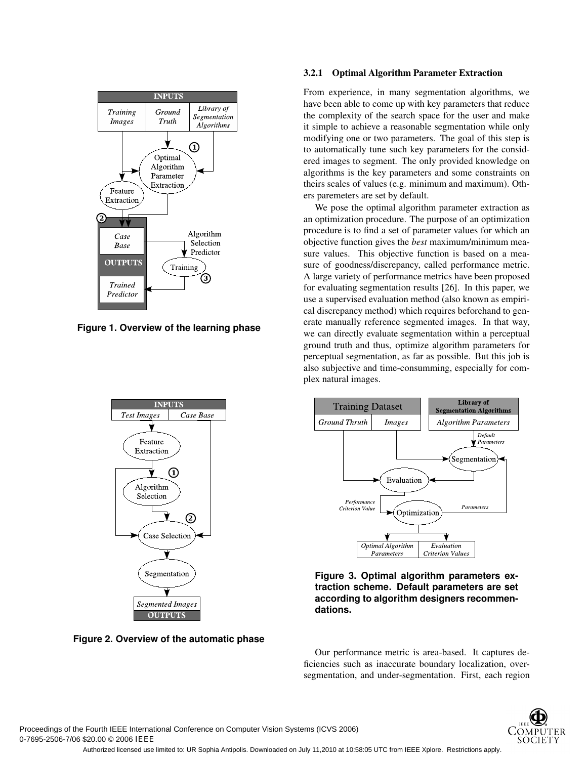Figure 1. Overview of the learning phase

Figure 2. Overview of the automatic phase

#### 3.2.1 Optimal Algorithm Parameter Extraction

From experience, in many segmentation algorithms, we have been able to come up with key parameters that reduce the complexity of the search space for the user and make it simple to achieve a reasonable segmentation while only modifying one or two parameters. The goal of this step is to automatically tune such key parameters for the considered images to segment. The only provided knowledge on algorithms is the key parameters and some constraints on theirs scales of values (e.g. minimum and maximum). Others paremeters are set by default.

We pose the optimal algorithm parameter extraction as an optimization procedure. The purpose of an optimization procedure is to find a set of parameter values for which an objective function gives the *best* maximum/minimum measure values. This objective function is based on a measure of goodness/discrepancy, called performance metric. A large variety of performance metrics have been proposed for evaluating segmentation results [26]. In this paper, we use a supervised evaluation method (also known as empirical discrepancy method) which requires beforehand to generate manually reference segmented images. In that way, we can directly evaluate segmentation within a perceptual ground truth and thus, optimize algorithm parameters for perceptual segmentation, as far as possible. But this job is also subjective and time-consumming, especially for complex natural images.

**Figure 3. Optimal algorithm parameters extraction scheme. Default parameters are set according to algorithm designers recommendations.**

Our performance metric is area-based. It captures deficiencies such as inaccurate boundary localization, over-segmentation, and under-segmentation. First, each region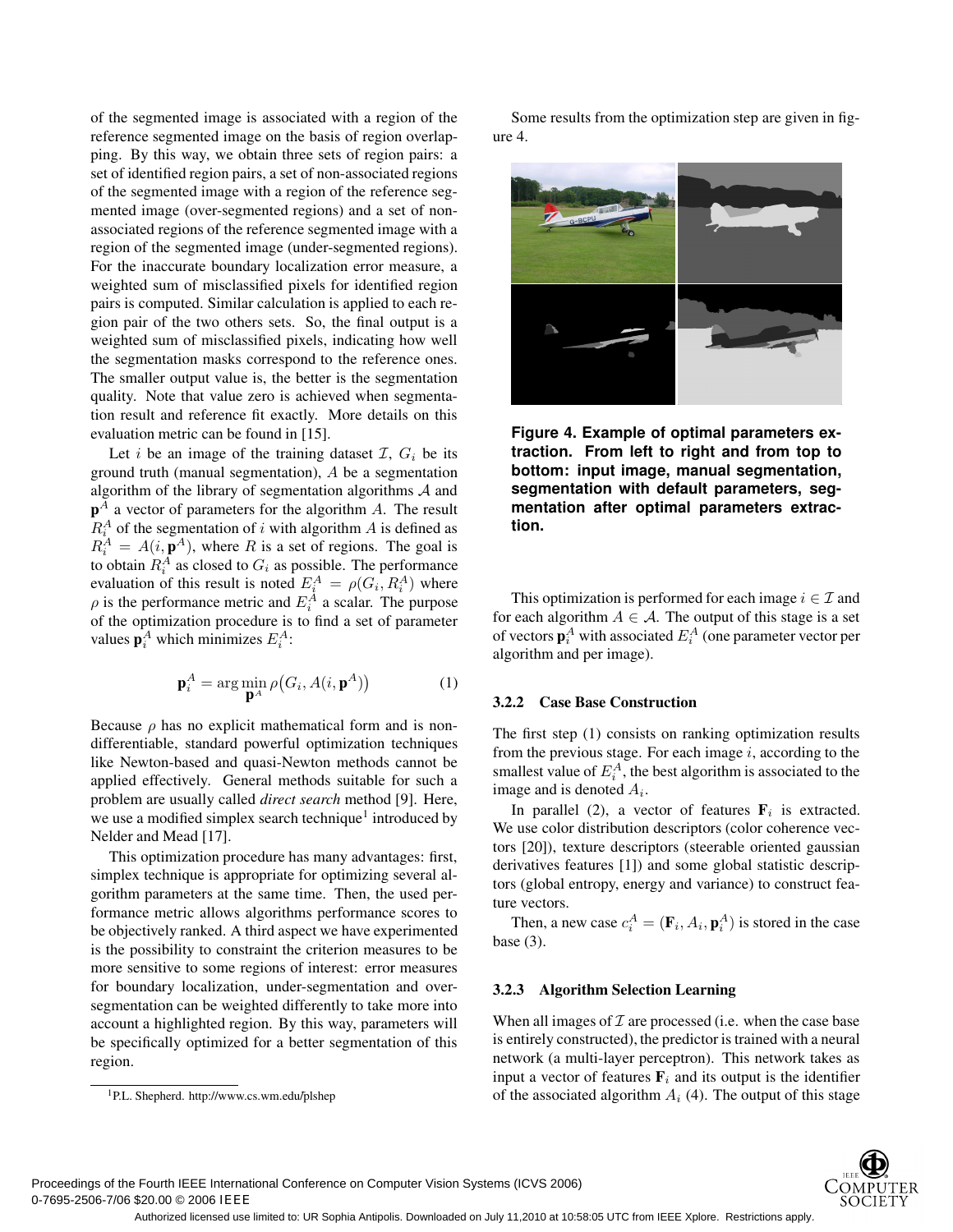of the segmented image is associated with a region of the reference segmented image on the basis of region overlapping. By this way, we obtain three sets of region pairs: a set of identified region pairs, a set of non-associated regions of the segmented image with a region of the reference segmented image (over-segmented regions) and a set of non-associated regions of the reference segmented image with a region of the segmented image (under-segmented regions). For the inaccurate boundary localization error measure, a weighted sum of misclassified pixels for identified region pairs is computed. Similar calculation is applied to each region pair of the two others sets. So, the final output is a weighted sum of misclassified pixels, indicating how well the segmentation masks correspond to the reference ones. The smaller output value is, the better is the segmentation quality. Note that value zero is achieved when segmentation result and reference fit exactly. More details on this evaluation metric can be found in [15].

Let $i$ be an image of the training dataset $\mathcal{I}$, $G_i$ be its ground truth (manual segmentation), $A$ be a segmentation algorithm of the library of segmentation algorithms $\mathcal{A}$ and $\mathbf{p}^A$ a vector of parameters for the algorithm $A$. The result $R_i^A$ of the segmentation of $i$ with algorithm $A$ is defined as $R_i^A = A(i, \mathbf{p}^A)$, where $R$ is a set of regions. The goal is to obtain $R_i^A$ as closed to $G_i$ as possible. The performance evaluation of this result is noted $E_i^A = \rho(G_i, R_i^A)$ where $\rho$ is the performance metric and $E_i^A$ a scalar. The purpose of the optimization procedure is to find a set of parameter values $\mathbf{p}_i^A$ which minimizes $E_i^A$:

$$\mathbf{p}_i^A = \arg\min_{\mathbf{p}^A} \rho\big(G_i, A(i, \mathbf{p}^A)\big) \tag{1}$$

Because $\rho$ has no explicit mathematical form and is non-differentiable, standard powerful optimization techniques like Newton-based and quasi-Newton methods cannot be applied effectively. General methods suitable for such a problem are usually called *direct search* method [9]. Here, we use a modified simplex search technique[1] introduced by Nelder and Mead [17].

This optimization procedure has many advantages: first, simplex technique is appropriate for optimizing several algorithm parameters at the same time. Then, the used performance metric allows algorithms performance scores to be objectively ranked. A third aspect we have experimented is the possibility to constraint the criterion measures to be more sensitive to some regions of interest: error measures for boundary localization, under-segmentation and over-segmentation can be weighted differently to take more into account a highlighted region. By this way, parameters will be specifically optimized for a better segmentation of this region.

[1] P.L. Shepherd. http://www.cs.wm.edu/plshep

Some results from the optimization step are given in figure 4.

**Figure 4. Example of optimal parameters extraction. From left to right and from top to bottom: input image, manual segmentation, segmentation with default parameters, segmentation after optimal parameters extraction.**

This optimization is performed for each image $i \in \mathcal{I}$ and for each algorithm $A \in \mathcal{A}$. The output of this stage is a set of vectors $\mathbf{p}_i^A$ with associated $E_i^A$ (one parameter vector per algorithm and per image).

#### 3.2.2 Case Base Construction

The first step (1) consists on ranking optimization results from the previous stage. For each image $i$, according to the smallest value of $E_i^A$, the best algorithm is associated to the image and is denoted $A_i$.

In parallel (2), a vector of features $\mathbf{F}_i$ is extracted. We use color distribution descriptors (color coherence vectors [20]), texture descriptors (steerable oriented gaussian derivatives features [1]) and some global statistic descriptors (global entropy, energy and variance) to construct feature vectors.

Then, a new case $c_i^A = (\mathbf{F}_i, A_i, \mathbf{p}_i^A)$ is stored in the case base (3).

#### 3.2.3 Algorithm Selection Learning

When all images of $\mathcal{I}$ are processed (i.e. when the case base is entirely constructed), the predictor is trained with a neural network (a multi-layer perceptron). This network takes as input a vector of features $\mathbf{F}_i$ and its output is the identifier of the associated algorithm $A_i$ (4). The output of this stage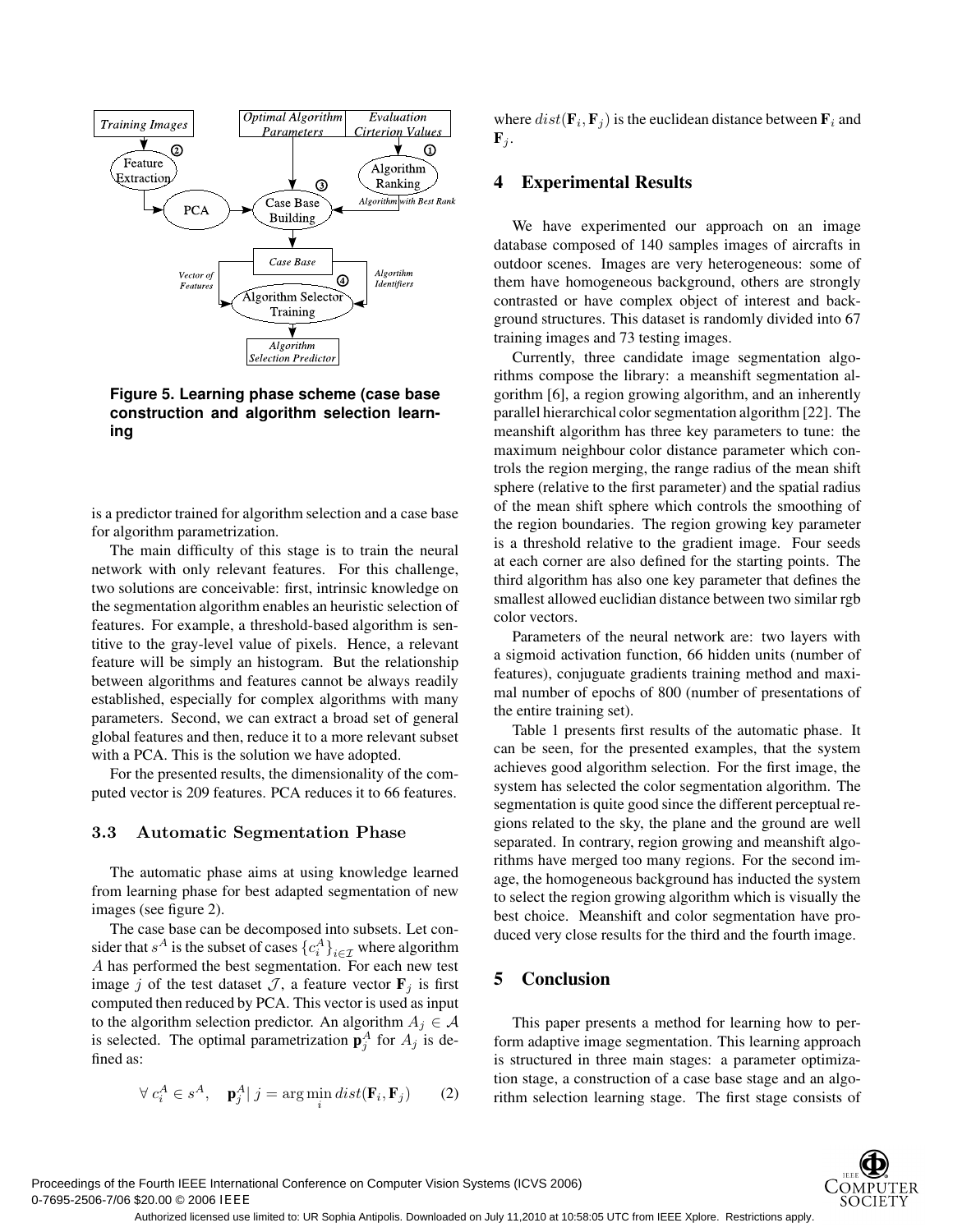Figure 5. Learning phase scheme (case base construction and algorithm selection learning

is a predictor trained for algorithm selection and a case base for algorithm parametrization.

The main difficulty of this stage is to train the neural network with only relevant features. For this challenge, two solutions are conceivable: first, intrinsic knowledge on the segmentation algorithm enables an heuristic selection of features. For example, a threshold-based algorithm is sentitive to the gray-level value of pixels. Hence, a relevant feature will be simply an histogram. But the relationship between algorithms and features cannot be always readily established, especially for complex algorithms with many parameters. Second, we can extract a broad set of general global features and then, reduce it to a more relevant subset with a PCA. This is the solution we have adopted.

For the presented results, the dimensionality of the computed vector is 209 features. PCA reduces it to 66 features.

### 3.3 Automatic Segmentation Phase

The automatic phase aims at using knowledge learned from learning phase for best adapted segmentation of new images (see figure 2).

The case base can be decomposed into subsets. Let consider that $s^A$ is the subset of cases $\{c_i^A\}_{i \in \mathcal{I}}$ where algorithm $A$ has performed the best segmentation. For each new test image $j$ of the test dataset $\mathcal{J}$, a feature vector $\mathbf{F}_j$ is first computed then reduced by PCA. This vector is used as input to the algorithm selection predictor. An algorithm $A_j \in \mathcal{A}$ is selected. The optimal parametrization $\mathbf{p}_j^A$ for $A_j$ is defined as:

$$\forall\, c_i^A \in s^A, \quad \mathbf{p}_j^A |\, j = \arg\min_i dist(\mathbf{F}_i, \mathbf{F}_j) \qquad (2)$$

where $dist(\mathbf{F}_i, \mathbf{F}_j)$ is the euclidean distance between $\mathbf{F}_i$ and $\mathbf{F}_j$.

## 4 Experimental Results

We have experimented our approach on an image database composed of 140 samples images of aircrafts in outdoor scenes. Images are very heterogeneous: some of them have homogeneous background, others are strongly contrasted or have complex object of interest and background structures. This dataset is randomly divided into 67 training images and 73 testing images.

Currently, three candidate image segmentation algorithms compose the library: a meanshift segmentation algorithm [6], a region growing algorithm, and an inherently parallel hierarchical color segmentation algorithm [22]. The meanshift algorithm has three key parameters to tune: the maximum neighbour color distance parameter which controls the region merging, the range radius of the mean shift sphere (relative to the first parameter) and the spatial radius of the mean shift sphere which controls the smoothing of the region boundaries. The region growing key parameter is a threshold relative to the gradient image. Four seeds at each corner are also defined for the starting points. The third algorithm has also one key parameter that defines the smallest allowed euclidian distance between two similar rgb color vectors.

Parameters of the neural network are: two layers with a sigmoid activation function, 66 hidden units (number of features), conjuguate gradients training method and maximal number of epochs of 800 (number of presentations of the entire training set).

Table 1 presents first results of the automatic phase. It can be seen, for the presented examples, that the system achieves good algorithm selection. For the first image, the system has selected the color segmentation algorithm. The segmentation is quite good since the different perceptual regions related to the sky, the plane and the ground are well separated. In contrary, region growing and meanshift algorithms have merged too many regions. For the second image, the homogeneous background has inducted the system to select the region growing algorithm which is visually the best choice. Meanshift and color segmentation have produced very close results for the third and the fourth image.

## 5 Conclusion

This paper presents a method for learning how to perform adaptive image segmentation. This learning approach is structured in three main stages: a parameter optimization stage, a construction of a case base stage and an algorithm selection learning stage. The first stage consists of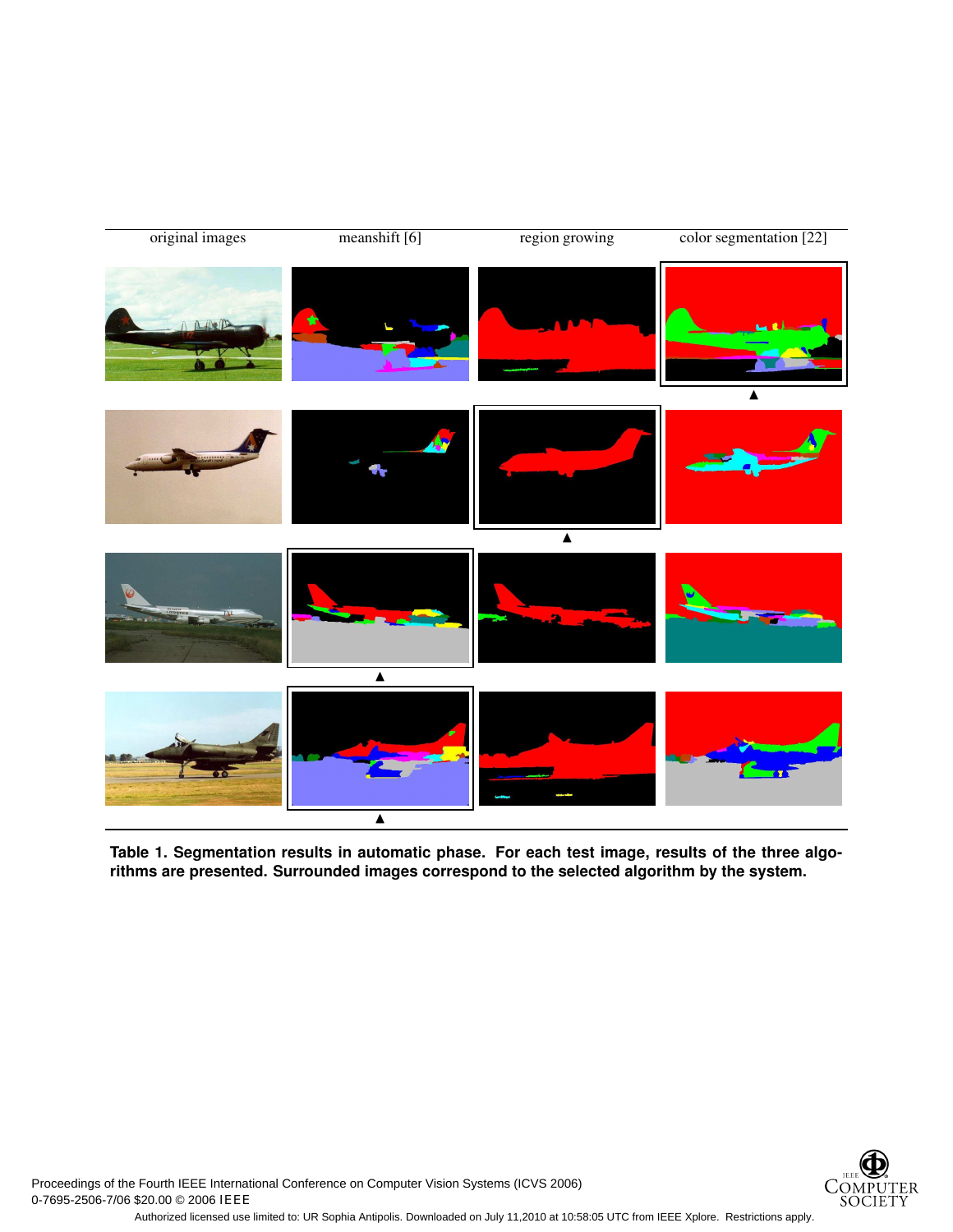| original images | meanshift [6] | region growing | color segmentation [22] |
|---|---|---|---|

**Table 1. Segmentation results in automatic phase. For each test image, results of the three algorithms are presented. Surrounded images correspond to the selected algorithm by the system.**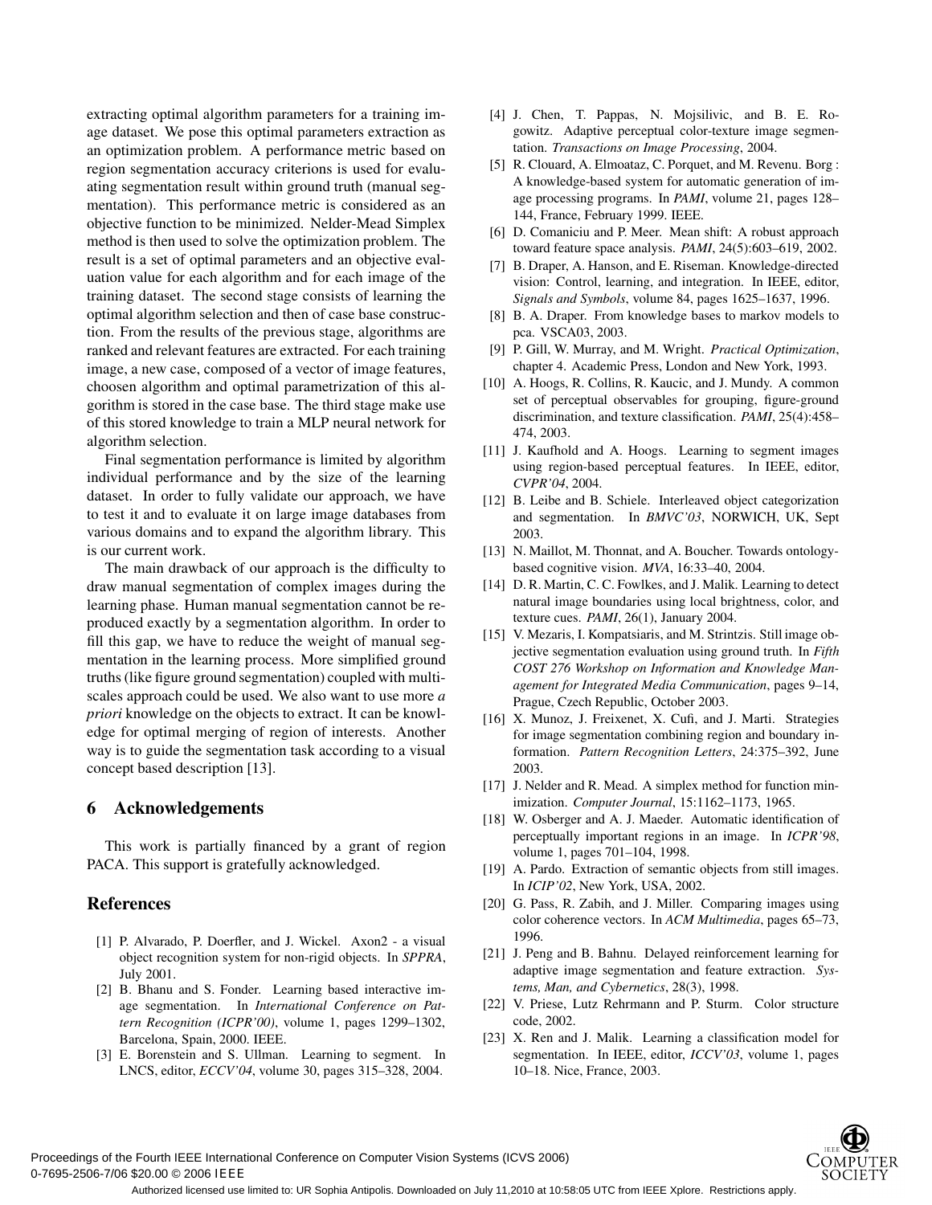extracting optimal algorithm parameters for a training image dataset. We pose this optimal parameters extraction as an optimization problem. A performance metric based on region segmentation accuracy criterions is used for evaluating segmentation result within ground truth (manual segmentation). This performance metric is considered as an objective function to be minimized. Nelder-Mead Simplex method is then used to solve the optimization problem. The result is a set of optimal parameters and an objective evaluation value for each algorithm and for each image of the training dataset. The second stage consists of learning the optimal algorithm selection and then of case base construction. From the results of the previous stage, algorithms are ranked and relevant features are extracted. For each training image, a new case, composed of a vector of image features, choosen algorithm and optimal parametrization of this algorithm is stored in the case base. The third stage make use of this stored knowledge to train a MLP neural network for algorithm selection.

Final segmentation performance is limited by algorithm individual performance and by the size of the learning dataset. In order to fully validate our approach, we have to test it and to evaluate it on large image databases from various domains and to expand the algorithm library. This is our current work.

The main drawback of our approach is the difficulty to draw manual segmentation of complex images during the learning phase. Human manual segmentation cannot be reproduced exactly by a segmentation algorithm. In order to fill this gap, we have to reduce the weight of manual segmentation in the learning process. More simplified ground truths (like figure ground segmentation) coupled with multiscales approach could be used. We also want to use more *a priori* knowledge on the objects to extract. It can be knowledge for optimal merging of region of interests. Another way is to guide the segmentation task according to a visual concept based description [13].

## 6 Acknowledgements

This work is partially financed by a grant of region PACA. This support is gratefully acknowledged.

## References

[1] P. Alvarado, P. Doerfler, and J. Wickel. Axon2 - a visual object recognition system for non-rigid objects. In *SPPRA*, July 2001.

[2] B. Bhanu and S. Fonder. Learning based interactive image segmentation. In *International Conference on Pattern Recognition (ICPR'00)*, volume 1, pages 1299–1302, Barcelona, Spain, 2000. IEEE.

[3] E. Borenstein and S. Ullman. Learning to segment. In LNCS, editor, *ECCV'04*, volume 30, pages 315–328, 2004.

[4] J. Chen, T. Pappas, N. Mojsilivic, and B. E. Rogowitz. Adaptive perceptual color-texture image segmentation. *Transactions on Image Processing*, 2004.

[5] R. Clouard, A. Elmoataz, C. Porquet, and M. Revenu. Borg : A knowledge-based system for automatic generation of image processing programs. In *PAMI*, volume 21, pages 128–144, France, February 1999. IEEE.

[6] D. Comaniciu and P. Meer. Mean shift: A robust approach toward feature space analysis. *PAMI*, 24(5):603–619, 2002.

[7] B. Draper, A. Hanson, and E. Riseman. Knowledge-directed vision: Control, learning, and integration. In IEEE, editor, *Signals and Symbols*, volume 84, pages 1625–1637, 1996.

[8] B. A. Draper. From knowledge bases to markov models to pca. VSCA03, 2003.

[9] P. Gill, W. Murray, and M. Wright. *Practical Optimization*, chapter 4. Academic Press, London and New York, 1993.

[10] A. Hoogs, R. Collins, R. Kaucic, and J. Mundy. A common set of perceptual observables for grouping, figure-ground discrimination, and texture classification. *PAMI*, 25(4):458–474, 2003.

[11] J. Kaufhold and A. Hoogs. Learning to segment images using region-based perceptual features. In IEEE, editor, *CVPR'04*, 2004.

[12] B. Leibe and B. Schiele. Interleaved object categorization and segmentation. In *BMVC'03*, NORWICH, UK, Sept 2003.

[13] N. Maillot, M. Thonnat, and A. Boucher. Towards ontology-based cognitive vision. *MVA*, 16:33–40, 2004.

[14] D. R. Martin, C. C. Fowlkes, and J. Malik. Learning to detect natural image boundaries using local brightness, color, and texture cues. *PAMI*, 26(1), January 2004.

[15] V. Mezaris, I. Kompatsiaris, and M. Strintzis. Still image objective segmentation evaluation using ground truth. In *Fifth COST 276 Workshop on Information and Knowledge Management for Integrated Media Communication*, pages 9–14, Prague, Czech Republic, October 2003.

[16] X. Munoz, J. Freixenet, X. Cufi, and J. Marti. Strategies for image segmentation combining region and boundary information. *Pattern Recognition Letters*, 24:375–392, June 2003.

[17] J. Nelder and R. Mead. A simplex method for function minimization. *Computer Journal*, 15:1162–1173, 1965.

[18] W. Osberger and A. J. Maeder. Automatic identification of perceptually important regions in an image. In *ICPR'98*, volume 1, pages 701–104, 1998.

[19] A. Pardo. Extraction of semantic objects from still images. In *ICIP'02*, New York, USA, 2002.

[20] G. Pass, R. Zabih, and J. Miller. Comparing images using color coherence vectors. In *ACM Multimedia*, pages 65–73, 1996.

[21] J. Peng and B. Bahnu. Delayed reinforcement learning for adaptive image segmentation and feature extraction. *Systems, Man, and Cybernetics*, 28(3), 1998.

[22] V. Priese, Lutz Rehrmann and P. Sturm. Color structure code, 2002.

[23] X. Ren and J. Malik. Learning a classification model for segmentation. In IEEE, editor, *ICCV'03*, volume 1, pages 10–18. Nice, France, 2003.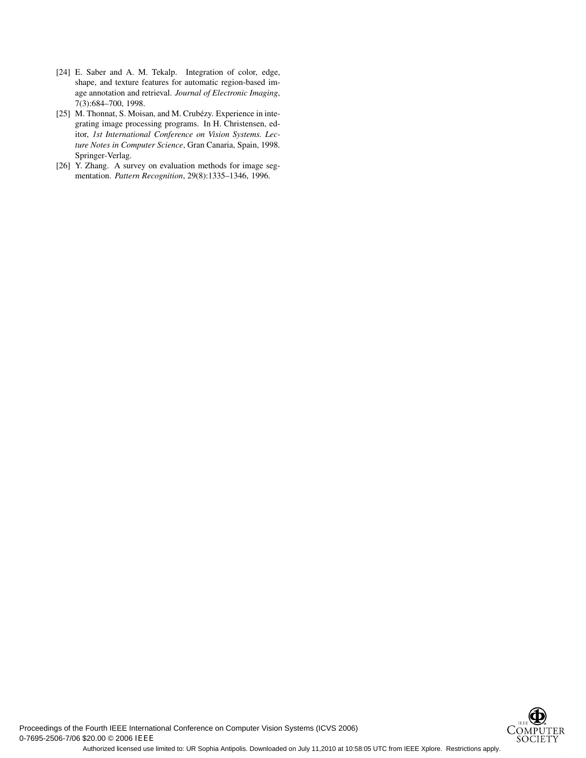[24] E. Saber and A. M. Tekalp. Integration of color, edge, shape, and texture features for automatic region-based image annotation and retrieval. *Journal of Electronic Imaging*, 7(3):684–700, 1998.

[25] M. Thonnat, S. Moisan, and M. Crubézy. Experience in integrating image processing programs. In H. Christensen, editor, *1st International Conference on Vision Systems. Lecture Notes in Computer Science*, Gran Canaria, Spain, 1998. Springer-Verlag.

[26] Y. Zhang. A survey on evaluation methods for image segmentation. *Pattern Recognition*, 29(8):1335–1346, 1996.